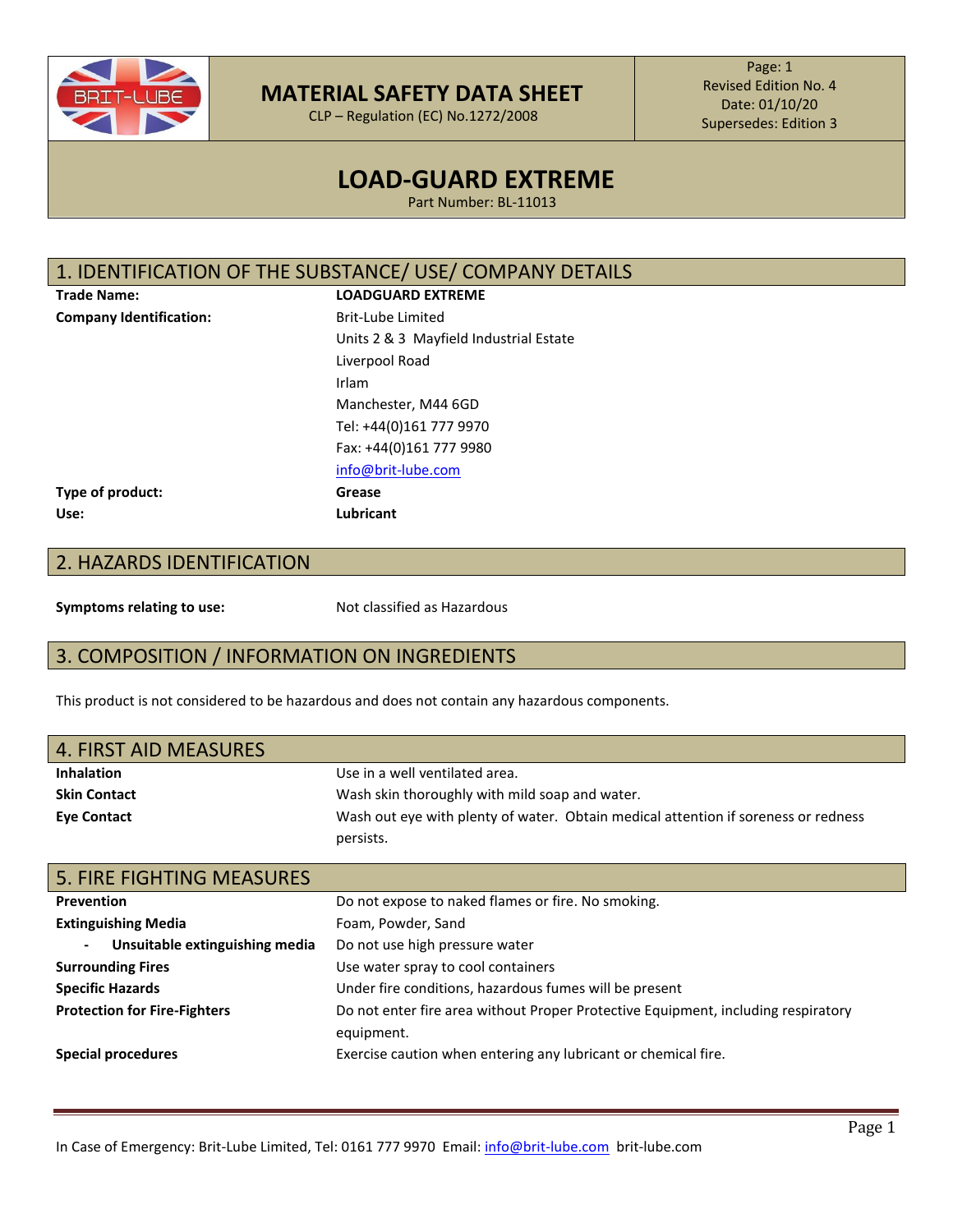# MATERIAL SAFETY DATA SHEET

CLP – Regulation (EC) No.1272/2008

Page: 1
Revised Edition No. 4
Date: 01/10/20
Supersedes: Edition 3

# LOAD-GUARD EXTREME

Part Number: BL-11013

## 1. IDENTIFICATION OF THE SUBSTANCE/ USE/ COMPANY DETAILS

| | |
|---|---|
| **Trade Name:** | **LOADGUARD EXTREME** |
| **Company Identification:** | Brit-Lube Limited<br>Units 2 & 3 Mayfield Industrial Estate<br>Liverpool Road<br>Irlam<br>Manchester, M44 6GD<br>Tel: +44(0)161 777 9970<br>Fax: +44(0)161 777 9980<br>info@brit-lube.com |
| **Type of product:** | **Grease** |
| **Use:** | **Lubricant** |

## 2. HAZARDS IDENTIFICATION

| | |
|---|---|
| **Symptoms relating to use:** | Not classified as Hazardous |

## 3. COMPOSITION / INFORMATION ON INGREDIENTS

This product is not considered to be hazardous and does not contain any hazardous components.

## 4. FIRST AID MEASURES

| | |
|---|---|
| **Inhalation** | Use in a well ventilated area. |
| **Skin Contact** | Wash skin thoroughly with mild soap and water. |
| **Eye Contact** | Wash out eye with plenty of water. Obtain medical attention if soreness or redness persists. |

## 5. FIRE FIGHTING MEASURES

| | |
|---|---|
| **Prevention** | Do not expose to naked flames or fire. No smoking. |
| **Extinguishing Media** | Foam, Powder, Sand |
| - **Unsuitable extinguishing media** | Do not use high pressure water |
| **Surrounding Fires** | Use water spray to cool containers |
| **Specific Hazards** | Under fire conditions, hazardous fumes will be present |
| **Protection for Fire-Fighters** | Do not enter fire area without Proper Protective Equipment, including respiratory equipment. |
| **Special procedures** | Exercise caution when entering any lubricant or chemical fire. |

In Case of Emergency: Brit-Lube Limited, Tel: 0161 777 9970 Email: info@brit-lube.com brit-lube.com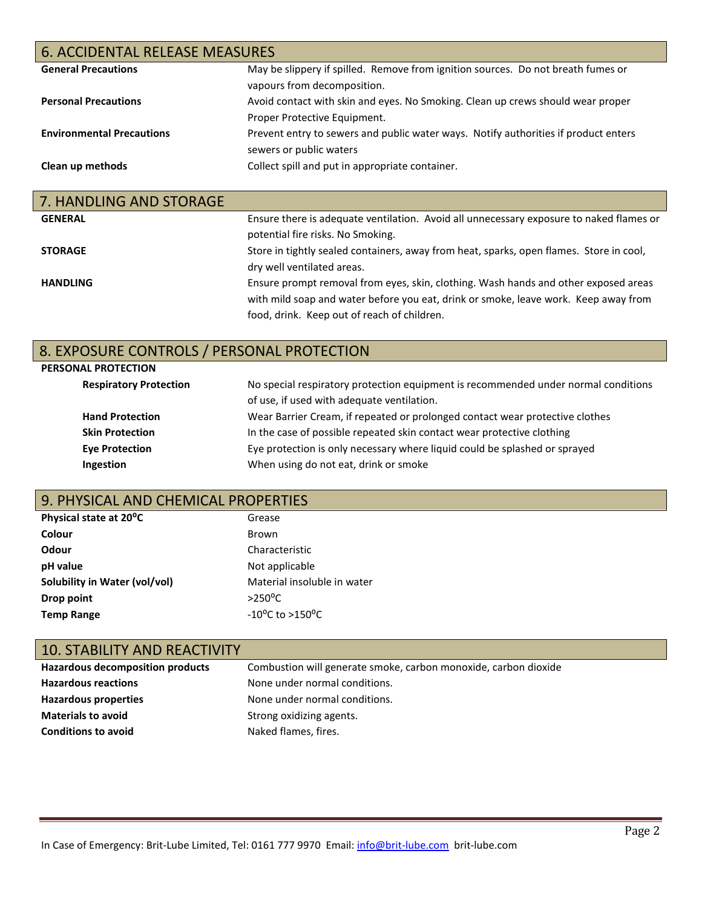## 6. ACCIDENTAL RELEASE MEASURES

| | |
|---|---|
| **General Precautions** | May be slippery if spilled. Remove from ignition sources. Do not breath fumes or vapours from decomposition. |
| **Personal Precautions** | Avoid contact with skin and eyes. No Smoking. Clean up crews should wear proper Proper Protective Equipment. |
| **Environmental Precautions** | Prevent entry to sewers and public water ways. Notify authorities if product enters sewers or public waters |
| **Clean up methods** | Collect spill and put in appropriate container. |

## 7. HANDLING AND STORAGE

| | |
|---|---|
| **GENERAL** | Ensure there is adequate ventilation. Avoid all unnecessary exposure to naked flames or potential fire risks. No Smoking. |
| **STORAGE** | Store in tightly sealed containers, away from heat, sparks, open flames. Store in cool, dry well ventilated areas. |
| **HANDLING** | Ensure prompt removal from eyes, skin, clothing. Wash hands and other exposed areas with mild soap and water before you eat, drink or smoke, leave work. Keep away from food, drink. Keep out of reach of children. |

## 8. EXPOSURE CONTROLS / PERSONAL PROTECTION

**PERSONAL PROTECTION**

| | |
|---|---|
| **Respiratory Protection** | No special respiratory protection equipment is recommended under normal conditions of use, if used with adequate ventilation. |
| **Hand Protection** | Wear Barrier Cream, if repeated or prolonged contact wear protective clothes |
| **Skin Protection** | In the case of possible repeated skin contact wear protective clothing |
| **Eye Protection** | Eye protection is only necessary where liquid could be splashed or sprayed |
| **Ingestion** | When using do not eat, drink or smoke |

## 9. PHYSICAL AND CHEMICAL PROPERTIES

| | |
|---|---|
| **Physical state at 20°C** | Grease |
| **Colour** | Brown |
| **Odour** | Characteristic |
| **pH value** | Not applicable |
| **Solubility in Water (vol/vol)** | Material insoluble in water |
| **Drop point** | >250°C |
| **Temp Range** | -10°C to >150°C |

## 10. STABILITY AND REACTIVITY

| | |
|---|---|
| **Hazardous decomposition products** | Combustion will generate smoke, carbon monoxide, carbon dioxide |
| **Hazardous reactions** | None under normal conditions. |
| **Hazardous properties** | None under normal conditions. |
| **Materials to avoid** | Strong oxidizing agents. |
| **Conditions to avoid** | Naked flames, fires. |

In Case of Emergency: Brit-Lube Limited, Tel: 0161 777 9970 Email: info@brit-lube.com brit-lube.com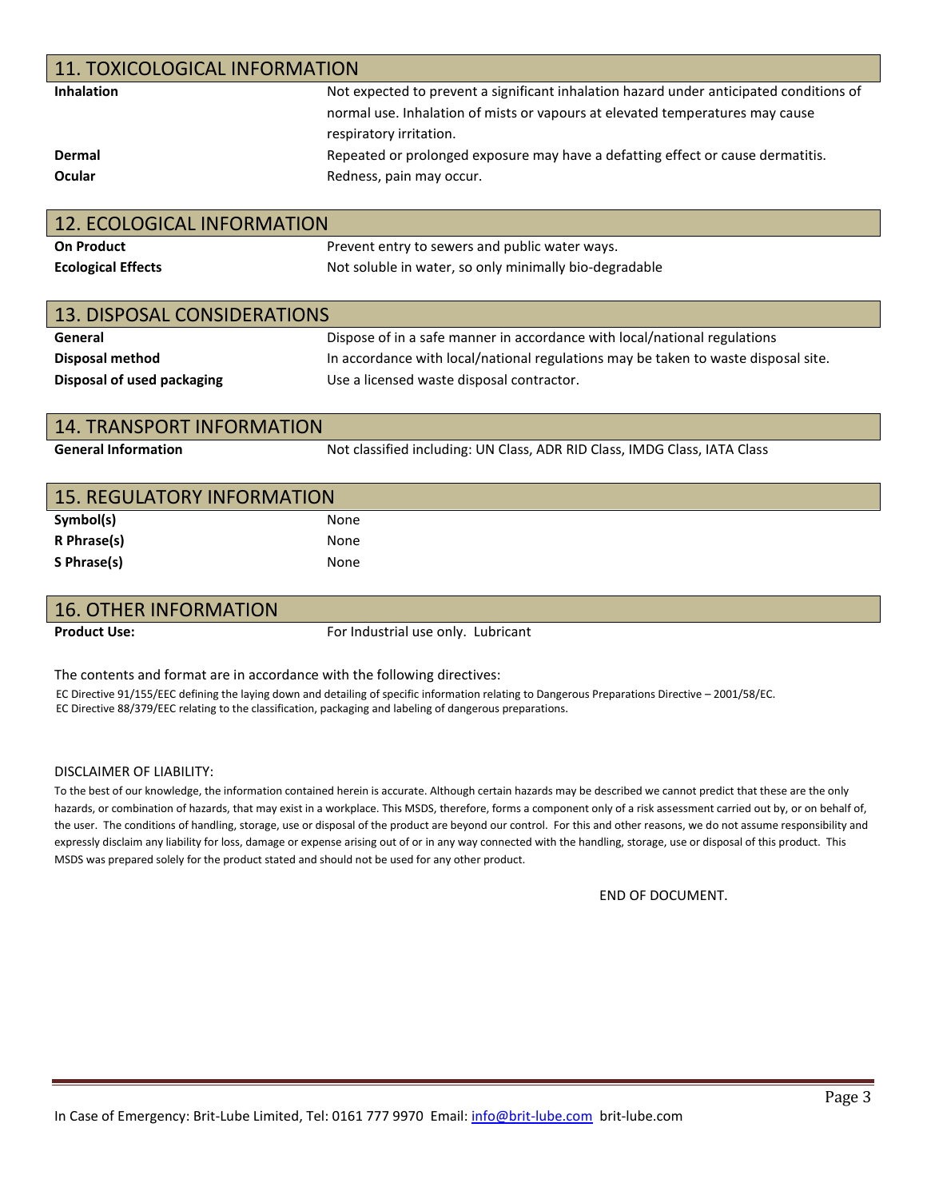## 11. TOXICOLOGICAL INFORMATION

| | |
|---|---|
| **Inhalation** | Not expected to prevent a significant inhalation hazard under anticipated conditions of normal use. Inhalation of mists or vapours at elevated temperatures may cause respiratory irritation. |
| **Dermal** | Repeated or prolonged exposure may have a defatting effect or cause dermatitis. |
| **Ocular** | Redness, pain may occur. |

## 12. ECOLOGICAL INFORMATION

| | |
|---|---|
| **On Product** | Prevent entry to sewers and public water ways. |
| **Ecological Effects** | Not soluble in water, so only minimally bio-degradable |

## 13. DISPOSAL CONSIDERATIONS

| | |
|---|---|
| **General** | Dispose of in a safe manner in accordance with local/national regulations |
| **Disposal method** | In accordance with local/national regulations may be taken to waste disposal site. |
| **Disposal of used packaging** | Use a licensed waste disposal contractor. |

## 14. TRANSPORT INFORMATION

| | |
|---|---|
| **General Information** | Not classified including: UN Class, ADR RID Class, IMDG Class, IATA Class |

## 15. REGULATORY INFORMATION

| | |
|---|---|
| **Symbol(s)** | None |
| **R Phrase(s)** | None |
| **S Phrase(s)** | None |

## 16. OTHER INFORMATION

| | |
|---|---|
| **Product Use:** | For Industrial use only. Lubricant |

The contents and format are in accordance with the following directives:

EC Directive 91/155/EEC defining the laying down and detailing of specific information relating to Dangerous Preparations Directive – 2001/58/EC.
EC Directive 88/379/EEC relating to the classification, packaging and labeling of dangerous preparations.

DISCLAIMER OF LIABILITY:

To the best of our knowledge, the information contained herein is accurate. Although certain hazards may be described we cannot predict that these are the only hazards, or combination of hazards, that may exist in a workplace. This MSDS, therefore, forms a component only of a risk assessment carried out by, or on behalf of, the user. The conditions of handling, storage, use or disposal of the product are beyond our control. For this and other reasons, we do not assume responsibility and expressly disclaim any liability for loss, damage or expense arising out of or in any way connected with the handling, storage, use or disposal of this product. This MSDS was prepared solely for the product stated and should not be used for any other product.

END OF DOCUMENT.

In Case of Emergency: Brit-Lube Limited, Tel: 0161 777 9970 Email: info@brit-lube.com brit-lube.com